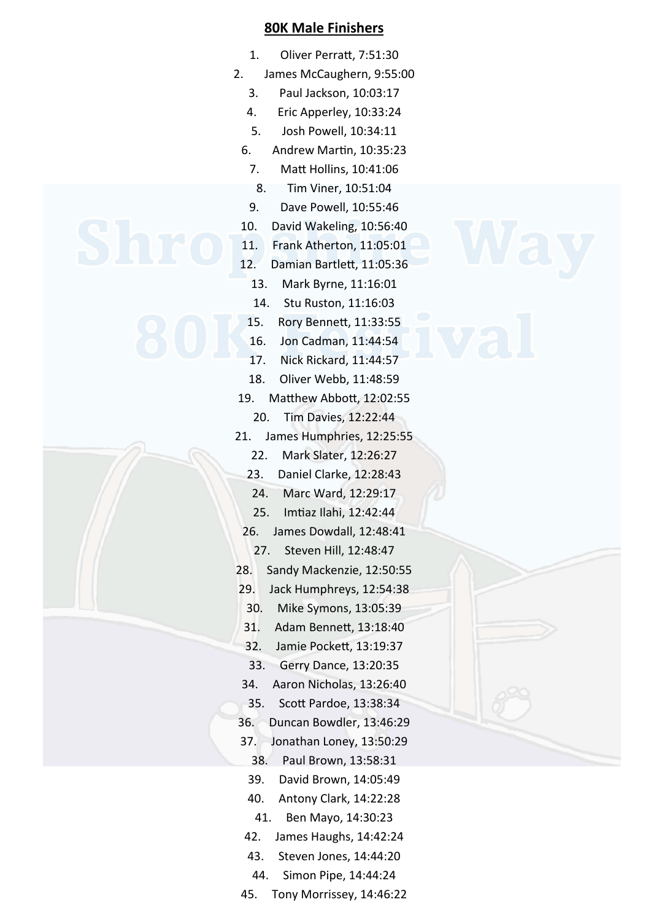## 80K Male Finishers

1. Oliver Perratt, 7:51:30
2. James McCaughern, 9:55:00
3. Paul Jackson, 10:03:17
4. Eric Apperley, 10:33:24
5. Josh Powell, 10:34:11
6. Andrew Martin, 10:35:23
7. Matt Hollins, 10:41:06
8. Tim Viner, 10:51:04
9. Dave Powell, 10:55:46
10. David Wakeling, 10:56:40
11. Frank Atherton, 11:05:01
12. Damian Bartlett, 11:05:36
13. Mark Byrne, 11:16:01
14. Stu Ruston, 11:16:03
15. Rory Bennett, 11:33:55
16. Jon Cadman, 11:44:54
17. Nick Rickard, 11:44:57
18. Oliver Webb, 11:48:59
19. Matthew Abbott, 12:02:55
20. Tim Davies, 12:22:44
21. James Humphries, 12:25:55
22. Mark Slater, 12:26:27
23. Daniel Clarke, 12:28:43
24. Marc Ward, 12:29:17
25. Imtiaz Ilahi, 12:42:44
26. James Dowdall, 12:48:41
27. Steven Hill, 12:48:47
28. Sandy Mackenzie, 12:50:55
29. Jack Humphreys, 12:54:38
30. Mike Symons, 13:05:39
31. Adam Bennett, 13:18:40
32. Jamie Pockett, 13:19:37
33. Gerry Dance, 13:20:35
34. Aaron Nicholas, 13:26:40
35. Scott Pardoe, 13:38:34
36. Duncan Bowdler, 13:46:29
37. Jonathan Loney, 13:50:29
38. Paul Brown, 13:58:31
39. David Brown, 14:05:49
40. Antony Clark, 14:22:28
41. Ben Mayo, 14:30:23
42. James Haughs, 14:42:24
43. Steven Jones, 14:44:20
44. Simon Pipe, 14:44:24
45. Tony Morrissey, 14:46:22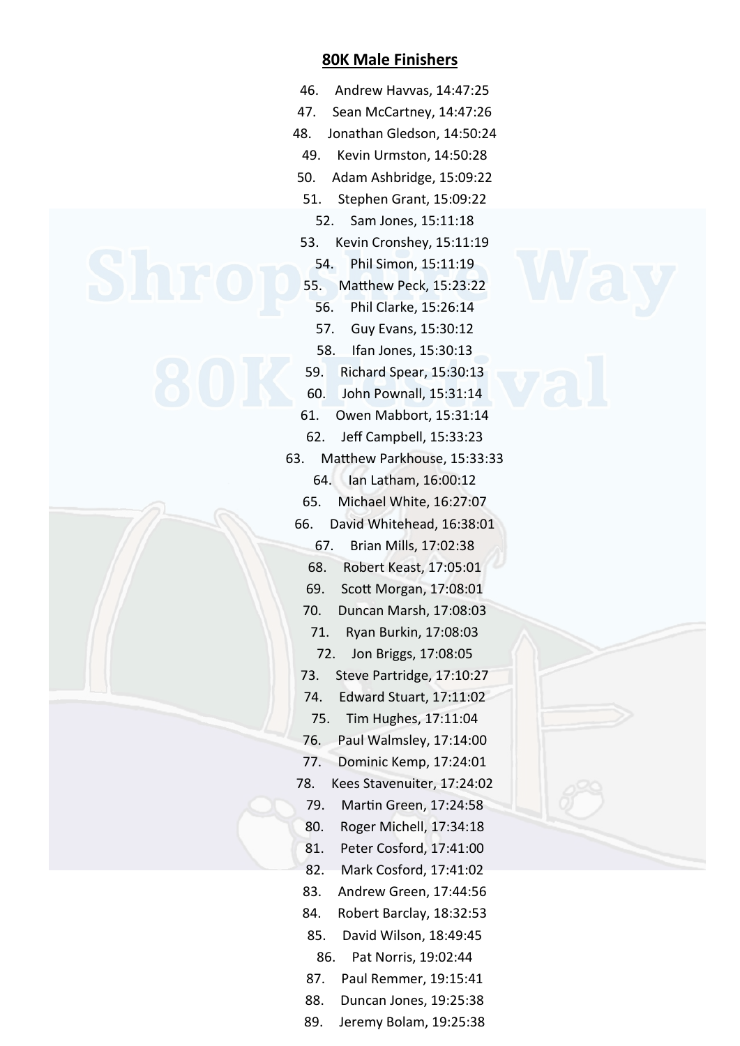## 80K Male Finishers

46. Andrew Havvas, 14:47:25
47. Sean McCartney, 14:47:26
48. Jonathan Gledson, 14:50:24
49. Kevin Urmston, 14:50:28
50. Adam Ashbridge, 15:09:22
51. Stephen Grant, 15:09:22
52. Sam Jones, 15:11:18
53. Kevin Cronshey, 15:11:19
54. Phil Simon, 15:11:19
55. Matthew Peck, 15:23:22
56. Phil Clarke, 15:26:14
57. Guy Evans, 15:30:12
58. Ifan Jones, 15:30:13
59. Richard Spear, 15:30:13
60. John Pownall, 15:31:14
61. Owen Mabbort, 15:31:14
62. Jeff Campbell, 15:33:23
63. Matthew Parkhouse, 15:33:33
64. Ian Latham, 16:00:12
65. Michael White, 16:27:07
66. David Whitehead, 16:38:01
67. Brian Mills, 17:02:38
68. Robert Keast, 17:05:01
69. Scott Morgan, 17:08:01
70. Duncan Marsh, 17:08:03
71. Ryan Burkin, 17:08:03
72. Jon Briggs, 17:08:05
73. Steve Partridge, 17:10:27
74. Edward Stuart, 17:11:02
75. Tim Hughes, 17:11:04
76. Paul Walmsley, 17:14:00
77. Dominic Kemp, 17:24:01
78. Kees Stavenuiter, 17:24:02
79. Martin Green, 17:24:58
80. Roger Michell, 17:34:18
81. Peter Cosford, 17:41:00
82. Mark Cosford, 17:41:02
83. Andrew Green, 17:44:56
84. Robert Barclay, 18:32:53
85. David Wilson, 18:49:45
86. Pat Norris, 19:02:44
87. Paul Remmer, 19:15:41
88. Duncan Jones, 19:25:38
89. Jeremy Bolam, 19:25:38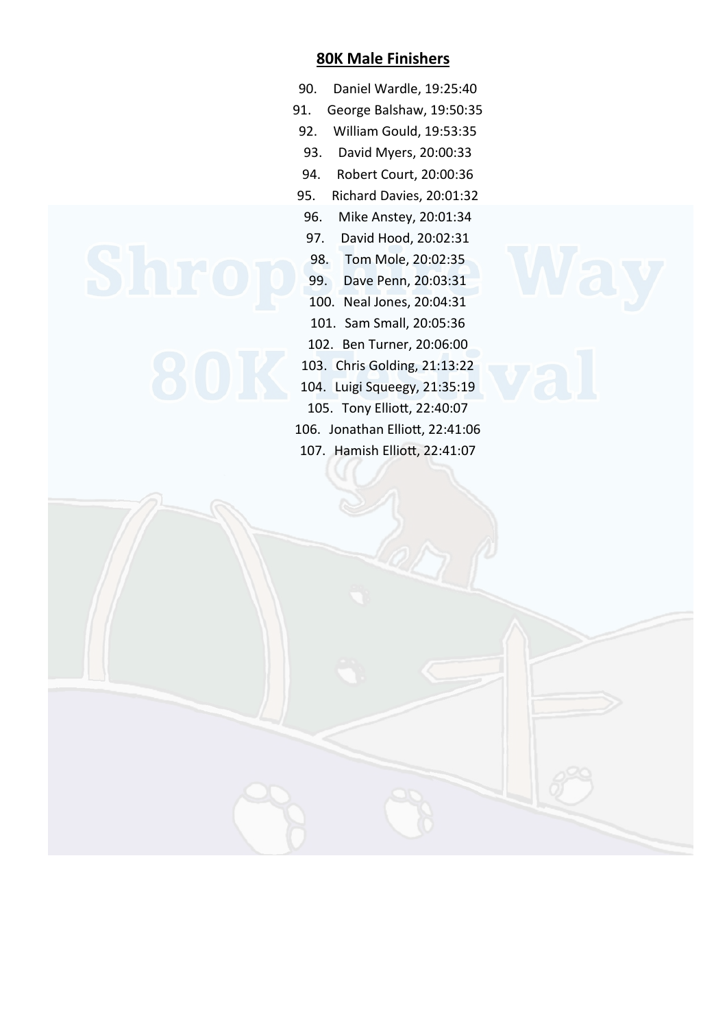## 80K Male Finishers

90. Daniel Wardle, 19:25:40
91. George Balshaw, 19:50:35
92. William Gould, 19:53:35
93. David Myers, 20:00:33
94. Robert Court, 20:00:36
95. Richard Davies, 20:01:32
96. Mike Anstey, 20:01:34
97. David Hood, 20:02:31
98. Tom Mole, 20:02:35
99. Dave Penn, 20:03:31
100. Neal Jones, 20:04:31
101. Sam Small, 20:05:36
102. Ben Turner, 20:06:00
103. Chris Golding, 21:13:22
104. Luigi Squeegy, 21:35:19
105. Tony Elliott, 22:40:07
106. Jonathan Elliott, 22:41:06
107. Hamish Elliott, 22:41:07